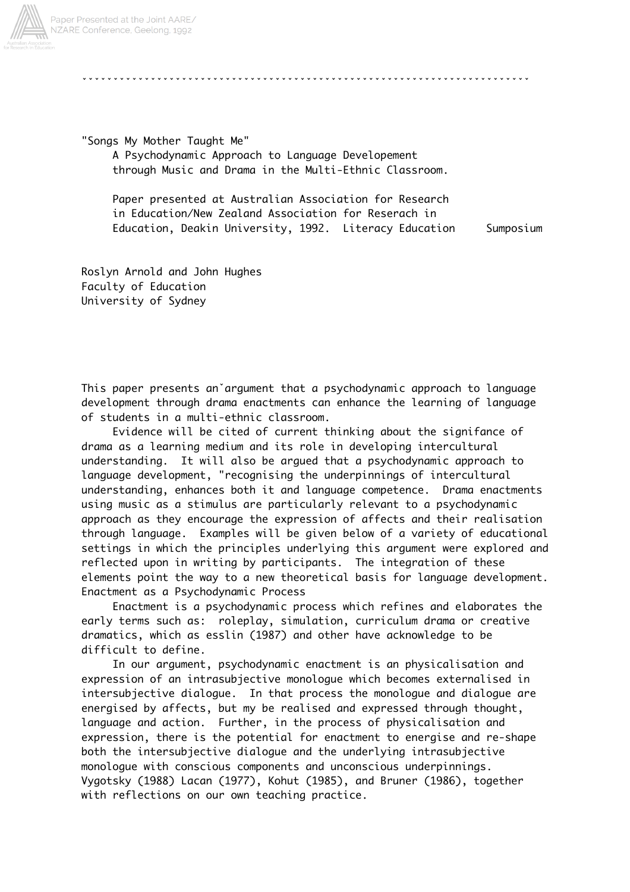"Songs My Mother Taught Me"

A Psychodynamic Approach to Language Developement through Music and Drama in the Multi-Ethnic Classroom.

Paper presented at Australian Association for Research in Education/New Zealand Association for Reserach in Education, Deakin University, 1992. Literacy Education Sumposium

Roslyn Arnold and John Hughes
Faculty of Education
University of Sydney

This paper presents anˇargument that a psychodynamic approach to language development through drama enactments can enhance the learning of language of students in a multi-ethnic classroom.

Evidence will be cited of current thinking about the signifance of drama as a learning medium and its role in developing intercultural understanding. It will also be argued that a psychodynamic approach to language development, "recognising the underpinnings of intercultural understanding, enhances both it and language competence. Drama enactments using music as a stimulus are particularly relevant to a psychodynamic approach as they encourage the expression of affects and their realisation through language. Examples will be given below of a variety of educational settings in which the principles underlying this argument were explored and reflected upon in writing by participants. The integration of these elements point the way to a new theoretical basis for language development.

## Enactment as a Psychodynamic Process

Enactment is a psychodynamic process which refines and elaborates the early terms such as: roleplay, simulation, curriculum drama or creative dramatics, which as esslin (1987) and other have acknowledge to be difficult to define.

In our argument, psychodynamic enactment is an physicalisation and expression of an intrasubjective monologue which becomes externalised in intersubjective dialogue. In that process the monologue and dialogue are energised by affects, but my be realised and expressed through thought, language and action. Further, in the process of physicalisation and expression, there is the potential for enactment to energise and re-shape both the intersubjective dialogue and the underlying intrasubjective monologue with conscious components and unconscious underpinnings. Vygotsky (1988) Lacan (1977), Kohut (1985), and Bruner (1986), together with reflections on our own teaching practice.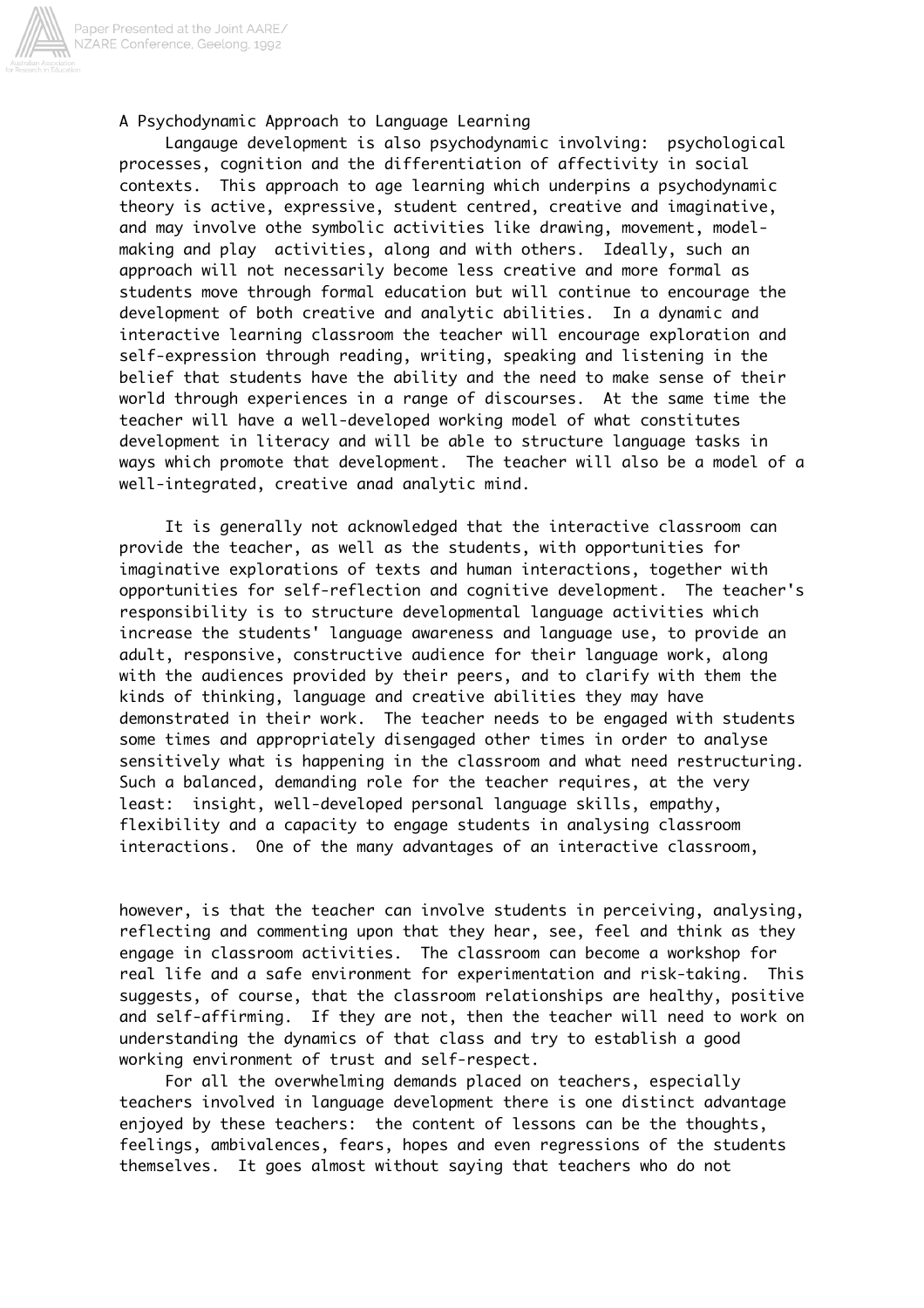A Psychodynamic Approach to Language Learning

Langauge development is also psychodynamic involving: psychological processes, cognition and the differentiation of affectivity in social contexts. This approach to age learning which underpins a psychodynamic theory is active, expressive, student centred, creative and imaginative, and may involve othe symbolic activities like drawing, movement, model-making and play activities, along and with others. Ideally, such an approach will not necessarily become less creative and more formal as students move through formal education but will continue to encourage the development of both creative and analytic abilities. In a dynamic and interactive learning classroom the teacher will encourage exploration and self-expression through reading, writing, speaking and listening in the belief that students have the ability and the need to make sense of their world through experiences in a range of discourses. At the same time the teacher will have a well-developed working model of what constitutes development in literacy and will be able to structure language tasks in ways which promote that development. The teacher will also be a model of a well-integrated, creative anad analytic mind.

It is generally not acknowledged that the interactive classroom can provide the teacher, as well as the students, with opportunities for imaginative explorations of texts and human interactions, together with opportunities for self-reflection and cognitive development. The teacher's responsibility is to structure developmental language activities which increase the students' language awareness and language use, to provide an adult, responsive, constructive audience for their language work, along with the audiences provided by their peers, and to clarify with them the kinds of thinking, language and creative abilities they may have demonstrated in their work. The teacher needs to be engaged with students some times and appropriately disengaged other times in order to analyse sensitively what is happening in the classroom and what need restructuring. Such a balanced, demanding role for the teacher requires, at the very least: insight, well-developed personal language skills, empathy, flexibility and a capacity to engage students in analysing classroom interactions. One of the many advantages of an interactive classroom, however, is that the teacher can involve students in perceiving, analysing, reflecting and commenting upon that they hear, see, feel and think as they engage in classroom activities. The classroom can become a workshop for real life and a safe environment for experimentation and risk-taking. This suggests, of course, that the classroom relationships are healthy, positive and self-affirming. If they are not, then the teacher will need to work on understanding the dynamics of that class and try to establish a good working environment of trust and self-respect.

For all the overwhelming demands placed on teachers, especially teachers involved in language development there is one distinct advantage enjoyed by these teachers: the content of lessons can be the thoughts, feelings, ambivalences, fears, hopes and even regressions of the students themselves. It goes almost without saying that teachers who do not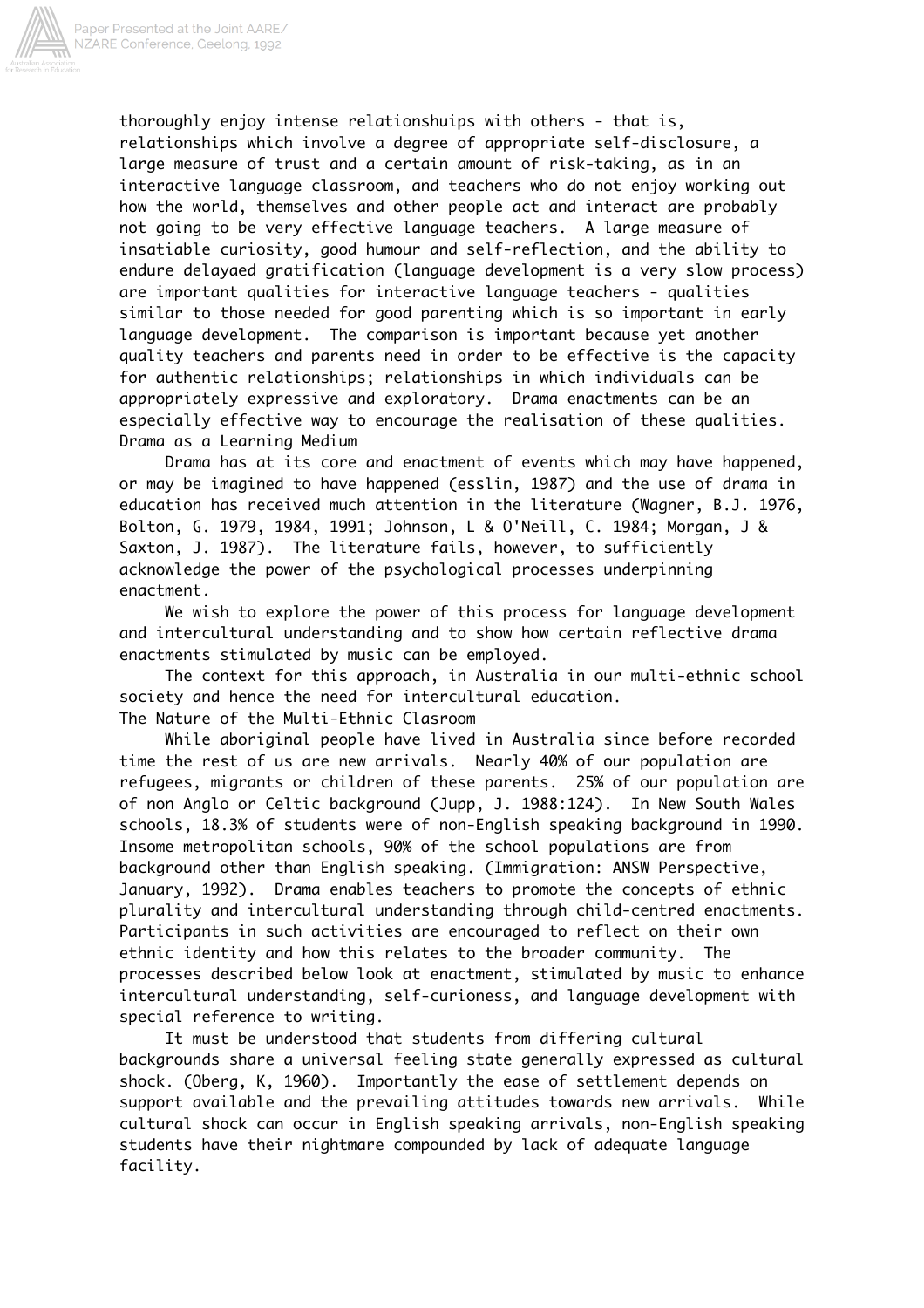thoroughly enjoy intense relationshuips with others - that is, relationships which involve a degree of appropriate self-disclosure, a large measure of trust and a certain amount of risk-taking, as in an interactive language classroom, and teachers who do not enjoy working out how the world, themselves and other people act and interact are probably not going to be very effective language teachers. A large measure of insatiable curiosity, good humour and self-reflection, and the ability to endure delayaed gratification (language development is a very slow process) are important qualities for interactive language teachers - qualities similar to those needed for good parenting which is so important in early language development. The comparison is important because yet another quality teachers and parents need in order to be effective is the capacity for authentic relationships; relationships in which individuals can be appropriately expressive and exploratory. Drama enactments can be an especially effective way to encourage the realisation of these qualities.

## Drama as a Learning Medium

Drama has at its core and enactment of events which may have happened, or may be imagined to have happened (esslin, 1987) and the use of drama in education has received much attention in the literature (Wagner, B.J. 1976, Bolton, G. 1979, 1984, 1991; Johnson, L & O'Neill, C. 1984; Morgan, J & Saxton, J. 1987). The literature fails, however, to sufficiently acknowledge the power of the psychological processes underpinning enactment.

We wish to explore the power of this process for language development and intercultural understanding and to show how certain reflective drama enactments stimulated by music can be employed.

The context for this approach, in Australia in our multi-ethnic school society and hence the need for intercultural education.

## The Nature of the Multi-Ethnic Clasroom

While aboriginal people have lived in Australia since before recorded time the rest of us are new arrivals. Nearly 40% of our population are refugees, migrants or children of these parents. 25% of our population are of non Anglo or Celtic background (Jupp, J. 1988:124). In New South Wales schools, 18.3% of students were of non-English speaking background in 1990. Insome metropolitan schools, 90% of the school populations are from background other than English speaking. (Immigration: ANSW Perspective, January, 1992). Drama enables teachers to promote the concepts of ethnic plurality and intercultural understanding through child-centred enactments. Participants in such activities are encouraged to reflect on their own ethnic identity and how this relates to the broader community. The processes described below look at enactment, stimulated by music to enhance intercultural understanding, self-curioness, and language development with special reference to writing.

It must be understood that students from differing cultural backgrounds share a universal feeling state generally expressed as cultural shock. (Oberg, K, 1960). Importantly the ease of settlement depends on support available and the prevailing attitudes towards new arrivals. While cultural shock can occur in English speaking arrivals, non-English speaking students have their nightmare compounded by lack of adequate language facility.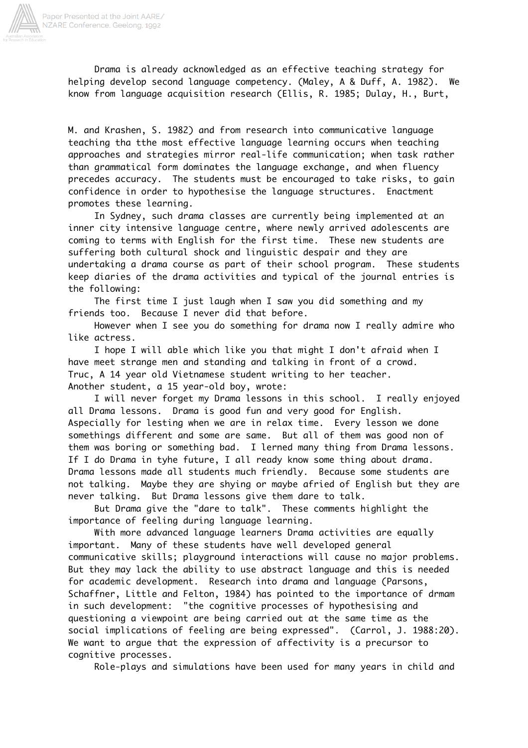Drama is already acknowledged as an effective teaching strategy for helping develop second language competency. (Maley, A & Duff, A. 1982). We know from language acquisition research (Ellis, R. 1985; Dulay, H., Burt, M. and Krashen, S. 1982) and from research into communicative language teaching tha tthe most effective language learning occurs when teaching approaches and strategies mirror real-life communication; when task rather than grammatical form dominates the language exchange, and when fluency precedes accuracy. The students must be encouraged to take risks, to gain confidence in order to hypothesise the language structures. Enactment promotes these learning.

In Sydney, such drama classes are currently being implemented at an inner city intensive language centre, where newly arrived adolescents are coming to terms with English for the first time. These new students are suffering both cultural shock and linguistic despair and they are undertaking a drama course as part of their school program. These students keep diaries of the drama activities and typical of the journal entries is the following:

The first time I just laugh when I saw you did something and my friends too. Because I never did that before.

However when I see you do something for drama now I really admire who like actress.

I hope I will able which like you that might I don't afraid when I have meet strange men and standing and talking in front of a crowd.
Truc, A 14 year old Vietnamese student writing to her teacher.
Another student, a 15 year-old boy, wrote:

I will never forget my Drama lessons in this school. I really enjoyed all Drama lessons. Drama is good fun and very good for English. Aspecially for lesting when we are in relax time. Every lesson we done somethings different and some are same. But all of them was good non of them was boring or something bad. I lerned many thing from Drama lessons. If I do Drama in tyhe future, I all ready know some thing about drama. Drama lessons made all students much friendly. Because some students are not talking. Maybe they are shying or maybe afried of English but they are never talking. But Drama lessons give them dare to talk.

But Drama give the "dare to talk". These comments highlight the importance of feeling during language learning.

With more advanced language learners Drama activities are equally important. Many of these students have well developed general communicative skills; playground interactions will cause no major problems. But they may lack the ability to use abstract language and this is needed for academic development. Research into drama and language (Parsons, Schaffner, Little and Felton, 1984) has pointed to the importance of drmam in such development: "the cognitive processes of hypothesising and questioning a viewpoint are being carried out at the same time as the social implications of feeling are being expressed". (Carrol, J. 1988:20). We want to argue that the expression of affectivity is a precursor to cognitive processes.

Role-plays and simulations have been used for many years in child and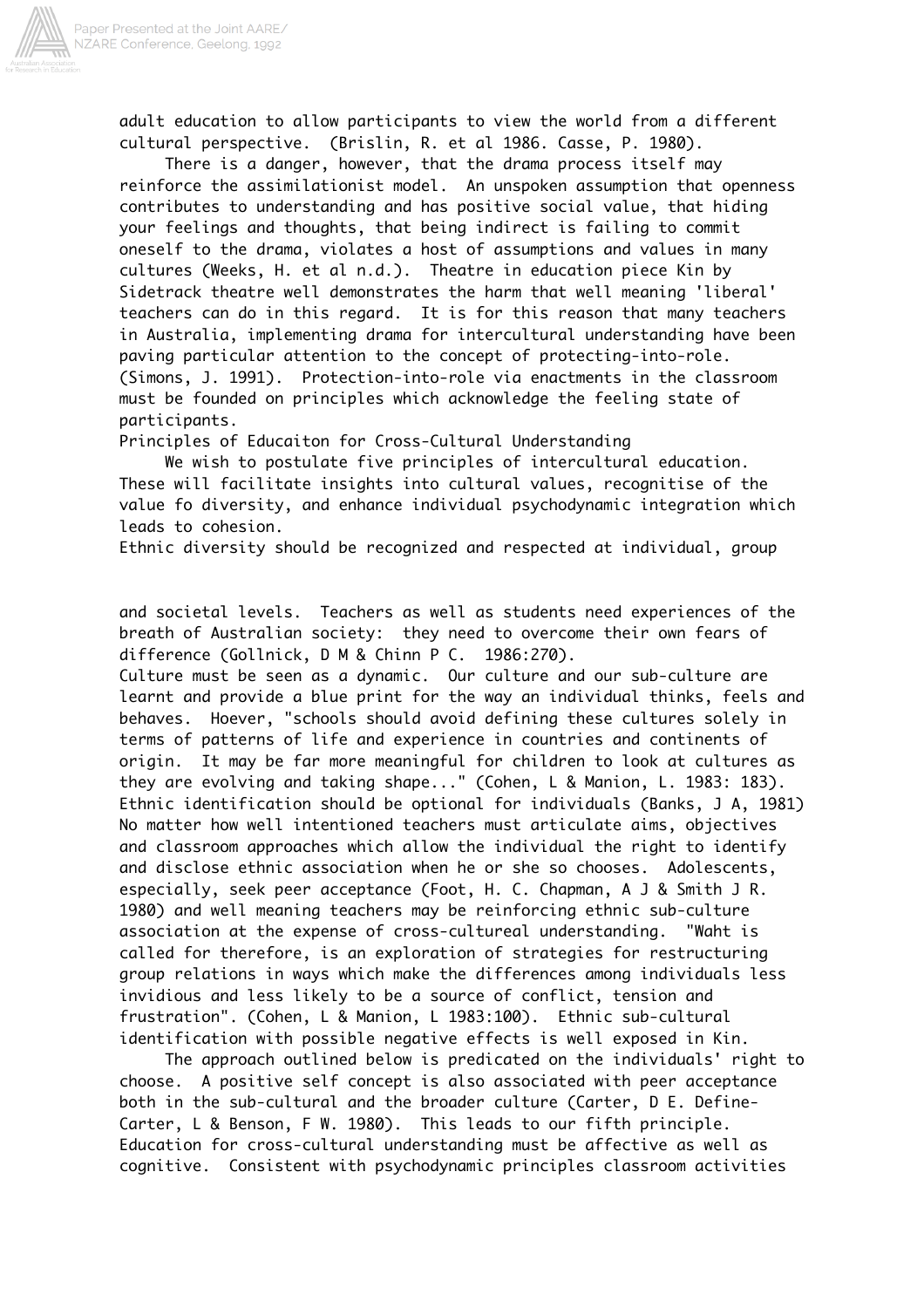adult education to allow participants to view the world from a different cultural perspective. (Brislin, R. et al 1986. Casse, P. 1980).

There is a danger, however, that the drama process itself may reinforce the assimilationist model. An unspoken assumption that openness contributes to understanding and has positive social value, that hiding your feelings and thoughts, that being indirect is failing to commit oneself to the drama, violates a host of assumptions and values in many cultures (Weeks, H. et al n.d.). Theatre in education piece Kin by Sidetrack theatre well demonstrates the harm that well meaning 'liberal' teachers can do in this regard. It is for this reason that many teachers in Australia, implementing drama for intercultural understanding have been paying particular attention to the concept of protecting-into-role. (Simons, J. 1991). Protection-into-role via enactments in the classroom must be founded on principles which acknowledge the feeling state of participants.

## Principles of Educaiton for Cross-Cultural Understanding

We wish to postulate five principles of intercultural education. These will facilitate insights into cultural values, recognitise of the value fo diversity, and enhance individual psychodynamic integration which leads to cohesion.

Ethnic diversity should be recognized and respected at individual, group and societal levels. Teachers as well as students need experiences of the breath of Australian society: they need to overcome their own fears of difference (Gollnick, D M & Chinn P C. 1986:270).

Culture must be seen as a dynamic. Our culture and our sub-culture are learnt and provide a blue print for the way an individual thinks, feels and behaves. Hoever, "schools should avoid defining these cultures solely in terms of patterns of life and experience in countries and continents of origin. It may be far more meaningful for children to look at cultures as they are evolving and taking shape..." (Cohen, L & Manion, L. 1983: 183).

Ethnic identification should be optional for individuals (Banks, J A, 1981) No matter how well intentioned teachers must articulate aims, objectives and classroom approaches which allow the individual the right to identify and disclose ethnic association when he or she so chooses. Adolescents, especially, seek peer acceptance (Foot, H. C. Chapman, A J & Smith J R. 1980) and well meaning teachers may be reinforcing ethnic sub-culture association at the expense of cross-cultureal understanding. "Waht is called for therefore, is an exploration of strategies for restructuring group relations in ways which make the differences among individuals less invidious and less likely to be a source of conflict, tension and frustration". (Cohen, L & Manion, L 1983:100). Ethnic sub-cultural identification with possible negative effects is well exposed in Kin.

The approach outlined below is predicated on the individuals' right to choose. A positive self concept is also associated with peer acceptance both in the sub-cultural and the broader culture (Carter, D E. Define-Carter, L & Benson, F W. 1980). This leads to our fifth principle.

Education for cross-cultural understanding must be affective as well as cognitive. Consistent with psychodynamic principles classroom activities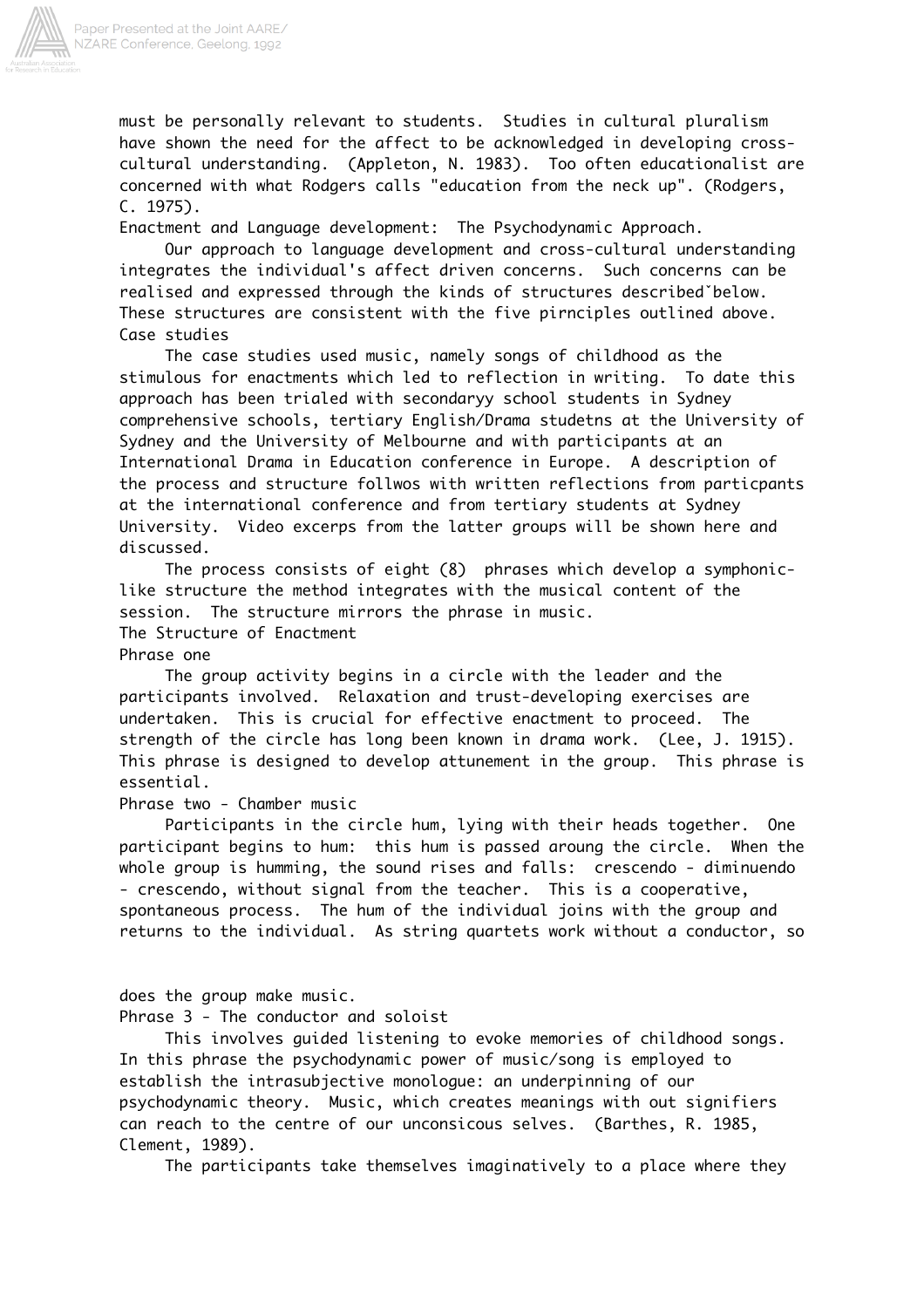must be personally relevant to students. Studies in cultural pluralism have shown the need for the affect to be acknowledged in developing cross-cultural understanding. (Appleton, N. 1983). Too often educationalist are concerned with what Rodgers calls "education from the neck up". (Rodgers, C. 1975).

## Enactment and Language development: The Psychodynamic Approach.

Our approach to language development and cross-cultural understanding integrates the individual's affect driven concerns. Such concerns can be realised and expressed through the kinds of structures described˘below. These structures are consistent with the five pirnciples outlined above.

## Case studies

The case studies used music, namely songs of childhood as the stimulous for enactments which led to reflection in writing. To date this approach has been trialed with secondaryy school students in Sydney comprehensive schools, tertiary English/Drama studetns at the University of Sydney and the University of Melbourne and with participants at an International Drama in Education conference in Europe. A description of the process and structure follwos with written reflections from particpants at the international conference and from tertiary students at Sydney University. Video excerps from the latter groups will be shown here and discussed.

The process consists of eight (8) phrases which develop a symphonic-like structure the method integrates with the musical content of the session. The structure mirrors the phrase in music.

## The Structure of Enactment

### Phrase one

The group activity begins in a circle with the leader and the participants involved. Relaxation and trust-developing exercises are undertaken. This is crucial for effective enactment to proceed. The strength of the circle has long been known in drama work. (Lee, J. 1915). This phrase is designed to develop attunement in the group. This phrase is essential.

### Phrase two - Chamber music

Participants in the circle hum, lying with their heads together. One participant begins to hum: this hum is passed aroung the circle. When the whole group is humming, the sound rises and falls: crescendo - diminuendo - crescendo, without signal from the teacher. This is a cooperative, spontaneous process. The hum of the individual joins with the group and returns to the individual. As string quartets work without a conductor, so does the group make music.

### Phrase 3 - The conductor and soloist

This involves guided listening to evoke memories of childhood songs. In this phrase the psychodynamic power of music/song is employed to establish the intrasubjective monologue: an underpinning of our psychodynamic theory. Music, which creates meanings with out signifiers can reach to the centre of our unconsicous selves. (Barthes, R. 1985, Clement, 1989).

The participants take themselves imaginatively to a place where they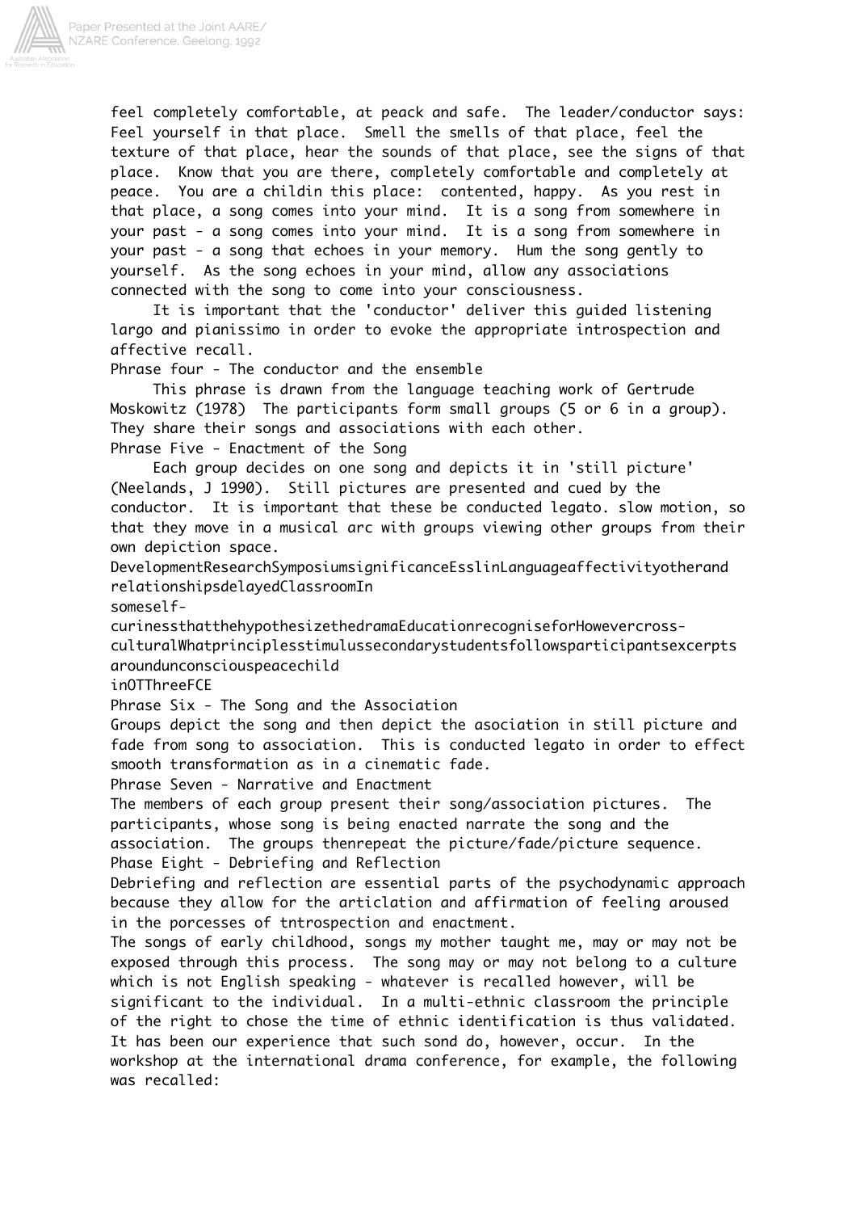feel completely comfortable, at peack and safe. The leader/conductor says: Feel yourself in that place. Smell the smells of that place, feel the texture of that place, hear the sounds of that place, see the signs of that place. Know that you are there, completely comfortable and completely at peace. You are a childin this place: contented, happy. As you rest in that place, a song comes into your mind. It is a song from somewhere in your past - a song comes into your mind. It is a song from somewhere in your past - a song that echoes in your memory. Hum the song gently to yourself. As the song echoes in your mind, allow any associations connected with the song to come into your consciousness.

It is important that the 'conductor' deliver this guided listening largo and pianissimo in order to evoke the appropriate introspection and affective recall.

Phrase four - The conductor and the ensemble

This phrase is drawn from the language teaching work of Gertrude Moskowitz (1978) The participants form small groups (5 or 6 in a group). They share their songs and associations with each other.

Phrase Five - Enactment of the Song

Each group decides on one song and depicts it in 'still picture' (Neelands, J 1990). Still pictures are presented and cued by the conductor. It is important that these be conducted legato. slow motion, so that they move in a musical arc with groups viewing other groups from their own depiction space.

DevelopmentResearchSymposiumsignificanceEsslinLanguageaffectivityotherand relationshipsdelayedClassroomIn

someself-

curinessthatthehypothesizethedramaEducationrecogniseforHowevercross-culturalWhatprinciplesstimulussecondarystudentsfollowsparticipantsexcerpts aroundunconsciouspeacechild

inOTThreeFCE

Phrase Six - The Song and the Association

Groups depict the song and then depict the asociation in still picture and fade from song to association. This is conducted legato in order to effect smooth transformation as in a cinematic fade.

Phrase Seven - Narrative and Enactment

The members of each group present their song/association pictures. The participants, whose song is being enacted narrate the song and the association. The groups thenrepeat the picture/fade/picture sequence.

Phase Eight - Debriefing and Reflection

Debriefing and reflection are essential parts of the psychodynamic approach because they allow for the articlation and affirmation of feeling aroused in the porcesses of tntrospection and enactment.

The songs of early childhood, songs my mother taught me, may or may not be exposed through this process. The song may or may not belong to a culture which is not English speaking - whatever is recalled however, will be significant to the individual. In a multi-ethnic classroom the principle of the right to chose the time of ethnic identification is thus validated. It has been our experience that such sond do, however, occur. In the workshop at the international drama conference, for example, the following was recalled: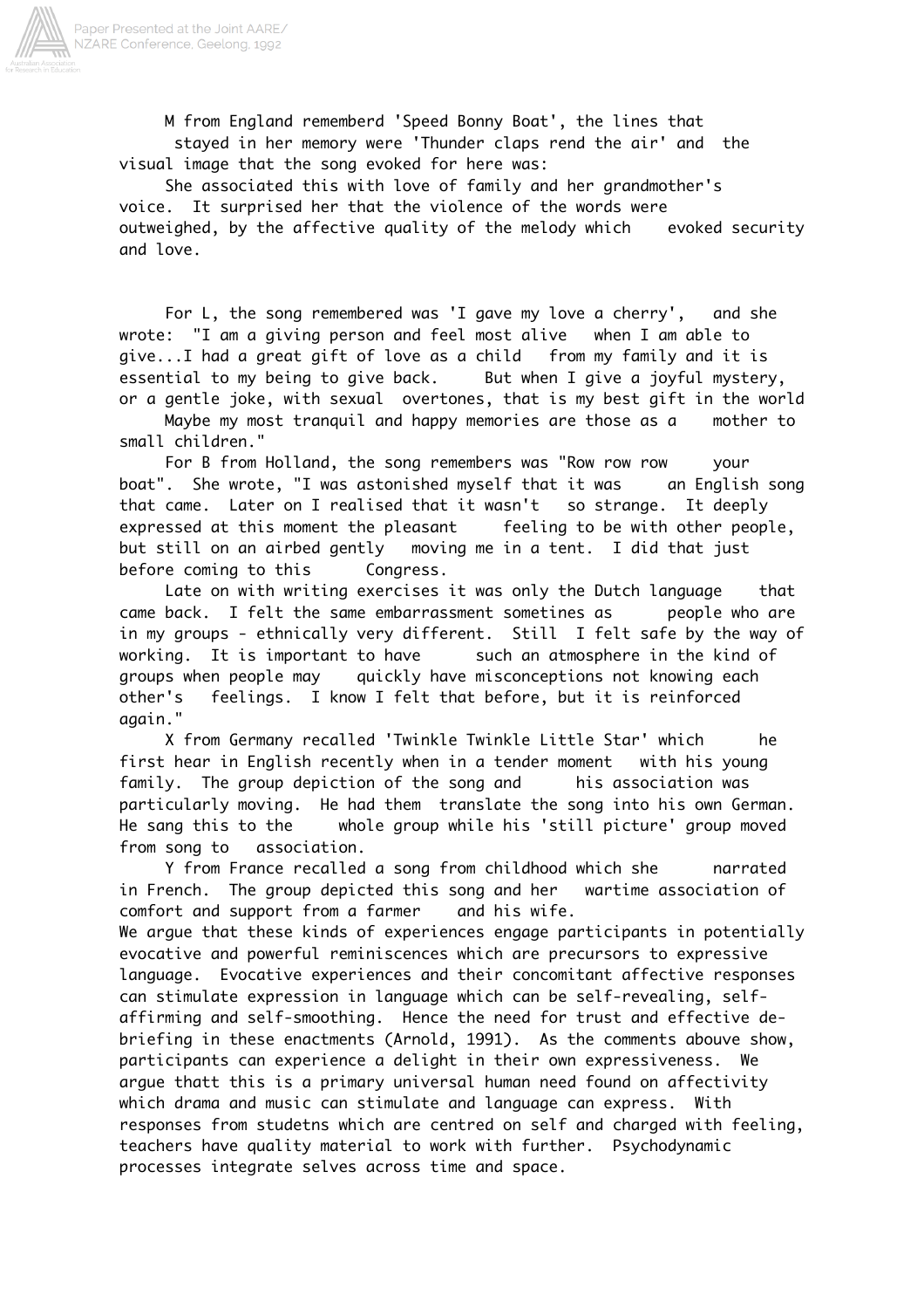M from England rememberd 'Speed Bonny Boat', the lines that stayed in her memory were 'Thunder claps rend the air' and the visual image that the song evoked for here was:

She associated this with love of family and her grandmother's voice. It surprised her that the violence of the words were outweighed, by the affective quality of the melody which evoked security and love.

For L, the song remembered was 'I gave my love a cherry', and she wrote: "I am a giving person and feel most alive when I am able to give...I had a great gift of love as a child from my family and it is essential to my being to give back. But when I give a joyful mystery, or a gentle joke, with sexual overtones, that is my best gift in the world

Maybe my most tranquil and happy memories are those as a mother to small children."

For B from Holland, the song remembers was "Row row row your boat". She wrote, "I was astonished myself that it was an English song that came. Later on I realised that it wasn't so strange. It deeply expressed at this moment the pleasant feeling to be with other people, but still on an airbed gently moving me in a tent. I did that just before coming to this Congress.

Late on with writing exercises it was only the Dutch language that came back. I felt the same embarrassment sometimes as people who are in my groups - ethnically very different. Still I felt safe by the way of working. It is important to have such an atmosphere in the kind of groups when people may quickly have misconceptions not knowing each other's feelings. I know I felt that before, but it is reinforced again."

X from Germany recalled 'Twinkle Twinkle Little Star' which he first hear in English recently when in a tender moment with his young family. The group depiction of the song and his association was particularly moving. He had them translate the song into his own German. He sang this to the whole group while his 'still picture' group moved from song to association.

Y from France recalled a song from childhood which she narrated in French. The group depicted this song and her wartime association of comfort and support from a farmer and his wife.

We argue that these kinds of experiences engage participants in potentially evocative and powerful reminiscences which are precursors to expressive language. Evocative experiences and their concomitant affective responses can stimulate expression in language which can be self-revealing, self-affirming and self-smoothing. Hence the need for trust and effective de-briefing in these enactments (Arnold, 1991). As the comments abouve show, participants can experience a delight in their own expressiveness. We argue thatt this is a primary universal human need found on affectivity which drama and music can stimulate and language can express. With responses from studetns which are centred on self and charged with feeling, teachers have quality material to work with further. Psychodynamic processes integrate selves across time and space.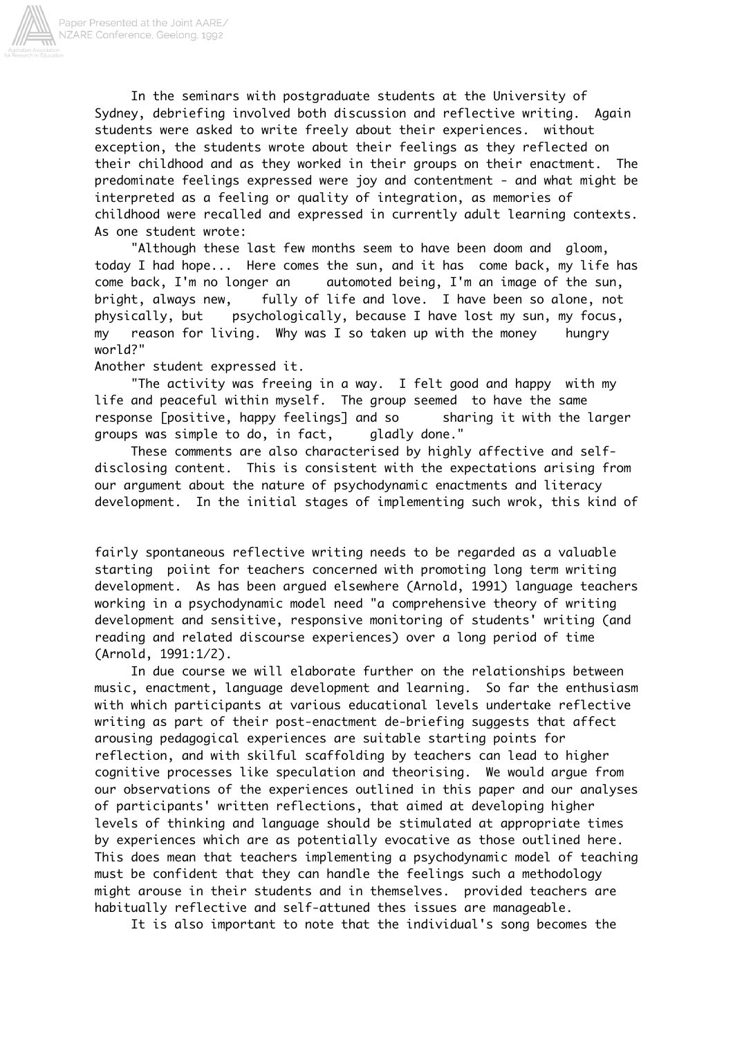In the seminars with postgraduate students at the University of Sydney, debriefing involved both discussion and reflective writing. Again students were asked to write freely about their experiences. without exception, the students wrote about their feelings as they reflected on their childhood and as they worked in their groups on their enactment. The predominate feelings expressed were joy and contentment - and what might be interpreted as a feeling or quality of integration, as memories of childhood were recalled and expressed in currently adult learning contexts. As one student wrote:

"Although these last few months seem to have been doom and gloom, today I had hope... Here comes the sun, and it has come back, my life has come back, I'm no longer an automoted being, I'm an image of the sun, bright, always new, fully of life and love. I have been so alone, not physically, but psychologically, because I have lost my sun, my focus, my reason for living. Why was I so taken up with the money hungry world?"

Another student expressed it.

"The activity was freeing in a way. I felt good and happy with my life and peaceful within myself. The group seemed to have the same response [positive, happy feelings] and so sharing it with the larger groups was simple to do, in fact, gladly done."

These comments are also characterised by highly affective and self-disclosing content. This is consistent with the expectations arising from our argument about the nature of psychodynamic enactments and literacy development. In the initial stages of implementing such wrok, this kind of fairly spontaneous reflective writing needs to be regarded as a valuable starting poiint for teachers concerned with promoting long term writing development. As has been argued elsewhere (Arnold, 1991) language teachers working in a psychodynamic model need "a comprehensive theory of writing development and sensitive, responsive monitoring of students' writing (and reading and related discourse experiences) over a long period of time (Arnold, 1991:1/2).

In due course we will elaborate further on the relationships between music, enactment, language development and learning. So far the enthusiasm with which participants at various educational levels undertake reflective writing as part of their post-enactment de-briefing suggests that affect arousing pedagogical experiences are suitable starting points for reflection, and with skilful scaffolding by teachers can lead to higher cognitive processes like speculation and theorising. We would argue from our observations of the experiences outlined in this paper and our analyses of participants' written reflections, that aimed at developing higher levels of thinking and language should be stimulated at appropriate times by experiences which are as potentially evocative as those outlined here. This does mean that teachers implementing a psychodynamic model of teaching must be confident that they can handle the feelings such a methodology might arouse in their students and in themselves. provided teachers are habitually reflective and self-attuned thes issues are manageable.

It is also important to note that the individual's song becomes the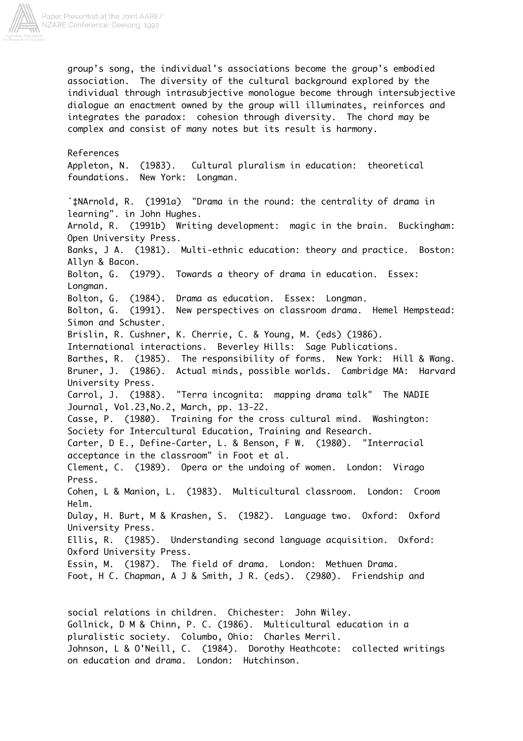group's song, the individual's associations become the group's embodied association. The diversity of the cultural background explored by the individual through intrasubjective monologue become through intersubjective dialogue an enactment owned by the group will illuminates, reinforces and integrates the paradox: cohesion through diversity. The chord may be complex and consist of many notes but its result is harmony.

References

Appleton, N. (1983). Cultural pluralism in education: theoretical foundations. New York: Longman.

˘‡NArnold, R. (1991a) "Drama in the round: the centrality of drama in learning". in John Hughes.

Arnold, R. (1991b) Writing development: magic in the brain. Buckingham: Open University Press.

Banks, J A. (1981). Multi-ethnic education: theory and practice. Boston: Allyn & Bacon.

Bolton, G. (1979). Towards a theory of drama in education. Essex: Longman.

Bolton, G. (1984). Drama as education. Essex: Longman.

Bolton, G. (1991). New perspectives on classroom drama. Hemel Hempstead: Simon and Schuster.

Brislin, R. Cushner, K. Cherrie, C. & Young, M. (eds) (1986). International interactions. Beverley Hills: Sage Publications.

Barthes, R. (1985). The responsibility of forms. New York: Hill & Wang.

Bruner, J. (1986). Actual minds, possible worlds. Cambridge MA: Harvard University Press.

Carrol, J. (1988). "Terra incognita: mapping drama talk" The NADIE Journal, Vol.23,No.2, March, pp. 13-22.

Casse, P. (1980). Training for the cross cultural mind. Washington: Society for Intercultural Education, Training and Research.

Carter, D E., Define-Carter, L. & Benson, F W. (1980). "Interracial acceptance in the classroom" in Foot et al.

Clement, C. (1989). Opera or the undoing of women. London: Virago Press.

Cohen, L & Manion, L. (1983). Multicultural classroom. London: Croom Helm.

Dulay, H. Burt, M & Krashen, S. (1982). Language two. Oxford: Oxford University Press.

Ellis, R. (1985). Understanding second language acquisition. Oxford: Oxford University Press.

Essin, M. (1987). The field of drama. London: Methuen Drama.

Foot, H C. Chapman, A J & Smith, J R. (eds). (2980). Friendship and social relations in children. Chichester: John Wiley.

Gollnick, D M & Chinn, P. C. (1986). Multicultural education in a pluralistic society. Columbo, Ohio: Charles Merril.

Johnson, L & O'Neill, C. (1984). Dorothy Heathcote: collected writings on education and drama. London: Hutchinson.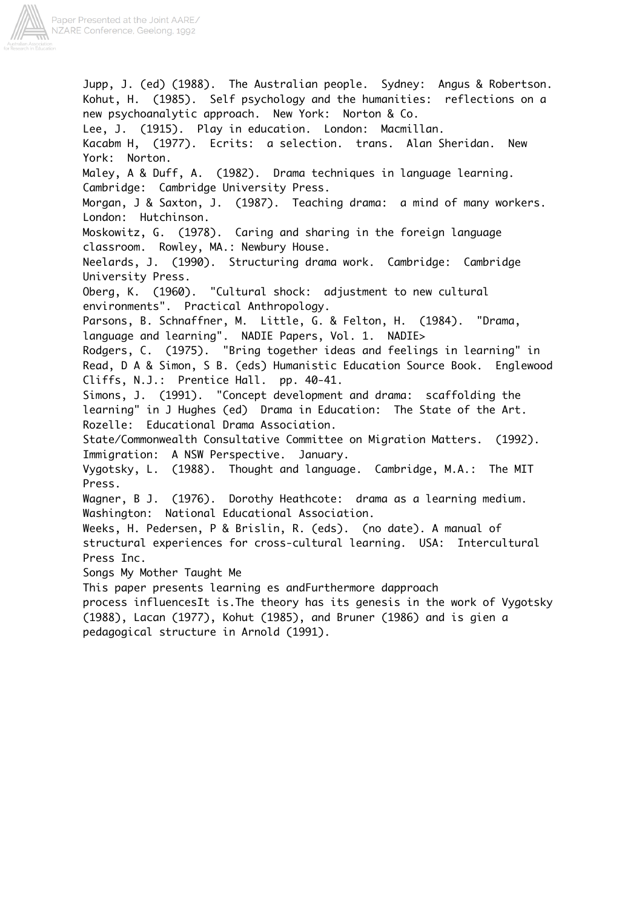Jupp, J. (ed) (1988). The Australian people. Sydney: Angus & Robertson.

Kohut, H. (1985). Self psychology and the humanities: reflections on a new psychoanalytic approach. New York: Norton & Co.

Lee, J. (1915). Play in education. London: Macmillan.

Kacabm H, (1977). Ecrits: a selection. trans. Alan Sheridan. New York: Norton.

Maley, A & Duff, A. (1982). Drama techniques in language learning. Cambridge: Cambridge University Press.

Morgan, J & Saxton, J. (1987). Teaching drama: a mind of many workers. London: Hutchinson.

Moskowitz, G. (1978). Caring and sharing in the foreign language classroom. Rowley, MA.: Newbury House.

Neelards, J. (1990). Structuring drama work. Cambridge: Cambridge University Press.

Oberg, K. (1960). "Cultural shock: adjustment to new cultural environments". Practical Anthropology.

Parsons, B. Schnaffner, M. Little, G. & Felton, H. (1984). "Drama, language and learning". NADIE Papers, Vol. 1. NADIE>

Rodgers, C. (1975). "Bring together ideas and feelings in learning" in Read, D A & Simon, S B. (eds) Humanistic Education Source Book. Englewood Cliffs, N.J.: Prentice Hall. pp. 40-41.

Simons, J. (1991). "Concept development and drama: scaffolding the learning" in J Hughes (ed) Drama in Education: The State of the Art. Rozelle: Educational Drama Association.

State/Commonwealth Consultative Committee on Migration Matters. (1992). Immigration: A NSW Perspective. January.

Vygotsky, L. (1988). Thought and language. Cambridge, M.A.: The MIT Press.

Wagner, B J. (1976). Dorothy Heathcote: drama as a learning medium. Washington: National Educational Association.

Weeks, H. Pedersen, P & Brislin, R. (eds). (no date). A manual of structural experiences for cross-cultural learning. USA: Intercultural Press Inc.

Songs My Mother Taught Me

This paper presents learning es andFurthermore dapproach process influencesIt is.The theory has its genesis in the work of Vygotsky (1988), Lacan (1977), Kohut (1985), and Bruner (1986) and is gien a pedagogical structure in Arnold (1991).